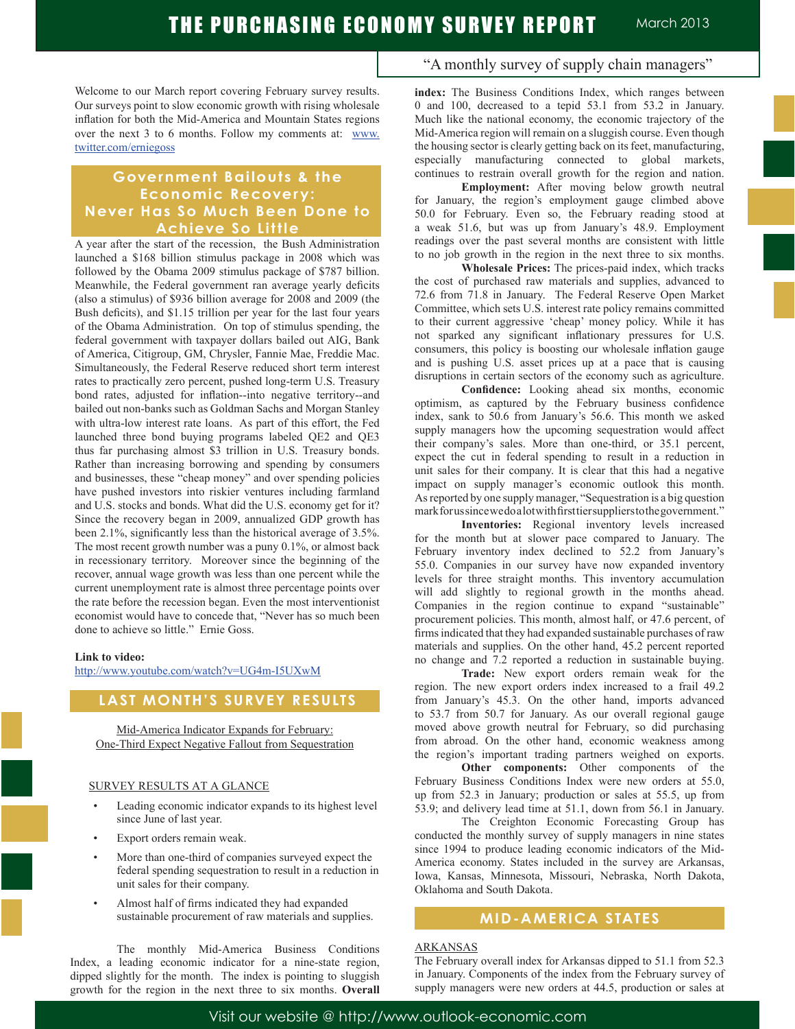# THE PURCHASING ECONOMY SURVEY REPORT

March 2013

"A monthly survey of supply chain managers"

Welcome to our March report covering February survey results. Our surveys point to slow economic growth with rising wholesale inflation for both the Mid-America and Mountain States regions over the next 3 to 6 months. Follow my comments at: www.twitter.com/erniegoss

## Government Bailouts & the Economic Recovery: Never Has So Much Been Done to Achieve So Little

A year after the start of the recession, the Bush Administration launched a $168 billion stimulus package in 2008 which was followed by the Obama 2009 stimulus package of $787 billion. Meanwhile, the Federal government ran average yearly deficits (also a stimulus) of $936 billion average for 2008 and 2009 (the Bush deficits), and $1.15 trillion per year for the last four years of the Obama Administration. On top of stimulus spending, the federal government with taxpayer dollars bailed out AIG, Bank of America, Citigroup, GM, Chrysler, Fannie Mae, Freddie Mac. Simultaneously, the Federal Reserve reduced short term interest rates to practically zero percent, pushed long-term U.S. Treasury bond rates, adjusted for inflation--into negative territory--and bailed out non-banks such as Goldman Sachs and Morgan Stanley with ultra-low interest rate loans. As part of this effort, the Fed launched three bond buying programs labeled QE2 and QE3 thus far purchasing almost $3 trillion in U.S. Treasury bonds. Rather than increasing borrowing and spending by consumers and businesses, these "cheap money" and over spending policies have pushed investors into riskier ventures including farmland and U.S. stocks and bonds. What did the U.S. economy get for it? Since the recovery began in 2009, annualized GDP growth has been 2.1%, significantly less than the historical average of 3.5%. The most recent growth number was a puny 0.1%, or almost back in recessionary territory. Moreover since the beginning of the recover, annual wage growth was less than one percent while the current unemployment rate is almost three percentage points over the rate before the recession began. Even the most interventionist economist would have to concede that, "Never has so much been done to achieve so little." Ernie Goss.

**Link to video:**
http://www.youtube.com/watch?v=UG4m-I5UXwM

## LAST MONTH'S SURVEY RESULTS

Mid-America Indicator Expands for February:
One-Third Expect Negative Fallout from Sequestration

SURVEY RESULTS AT A GLANCE

- Leading economic indicator expands to its highest level since June of last year.
- Export orders remain weak.
- More than one-third of companies surveyed expect the federal spending sequestration to result in a reduction in unit sales for their company.
- Almost half of firms indicated they had expanded sustainable procurement of raw materials and supplies.

The monthly Mid-America Business Conditions Index, a leading economic indicator for a nine-state region, dipped slightly for the month. The index is pointing to sluggish growth for the region in the next three to six months. **Overall index:** The Business Conditions Index, which ranges between 0 and 100, decreased to a tepid 53.1 from 53.2 in January. Much like the national economy, the economic trajectory of the Mid-America region will remain on a sluggish course. Even though the housing sector is clearly getting back on its feet, manufacturing, especially manufacturing connected to global markets, continues to restrain overall growth for the region and nation.

**Employment:** After moving below growth neutral for January, the region's employment gauge climbed above 50.0 for February. Even so, the February reading stood at a weak 51.6, but was up from January's 48.9. Employment readings over the past several months are consistent with little to no job growth in the region in the next three to six months.

**Wholesale Prices:** The prices-paid index, which tracks the cost of purchased raw materials and supplies, advanced to 72.6 from 71.8 in January. The Federal Reserve Open Market Committee, which sets U.S. interest rate policy remains committed to their current aggressive 'cheap' money policy. While it has not sparked any significant inflationary pressures for U.S. consumers, this policy is boosting our wholesale inflation gauge and is pushing U.S. asset prices up at a pace that is causing disruptions in certain sectors of the economy such as agriculture.

**Confidence:** Looking ahead six months, economic optimism, as captured by the February business confidence index, sank to 50.6 from January's 56.6. This month we asked supply managers how the upcoming sequestration would affect their company's sales. More than one-third, or 35.1 percent, expect the cut in federal spending to result in a reduction in unit sales for their company. It is clear that this had a negative impact on supply manager's economic outlook this month. As reported by one supply manager, "Sequestration is a big question mark for us since we do a lot with first tier suppliers to the government."

**Inventories:** Regional inventory levels increased for the month but at slower pace compared to January. The February inventory index declined to 52.2 from January's 55.0. Companies in our survey have now expanded inventory levels for three straight months. This inventory accumulation will add slightly to regional growth in the months ahead. Companies in the region continue to expand "sustainable" procurement policies. This month, almost half, or 47.6 percent, of firms indicated that they had expanded sustainable purchases of raw materials and supplies. On the other hand, 45.2 percent reported no change and 7.2 reported a reduction in sustainable buying.

**Trade:** New export orders remain weak for the region. The new export orders index increased to a frail 49.2 from January's 45.3. On the other hand, imports advanced to 53.7 from 50.7 for January. As our overall regional gauge moved above growth neutral for February, so did purchasing from abroad. On the other hand, economic weakness among the region's important trading partners weighed on exports.

**Other components:** Other components of the February Business Conditions Index were new orders at 55.0, up from 52.3 in January; production or sales at 55.5, up from 53.9; and delivery lead time at 51.1, down from 56.1 in January.

The Creighton Economic Forecasting Group has conducted the monthly survey of supply managers in nine states since 1994 to produce leading economic indicators of the Mid-America economy. States included in the survey are Arkansas, Iowa, Kansas, Minnesota, Missouri, Nebraska, North Dakota, Oklahoma and South Dakota.

## MID-AMERICA STATES

ARKANSAS

The February overall index for Arkansas dipped to 51.1 from 52.3 in January. Components of the index from the February survey of supply managers were new orders at 44.5, production or sales at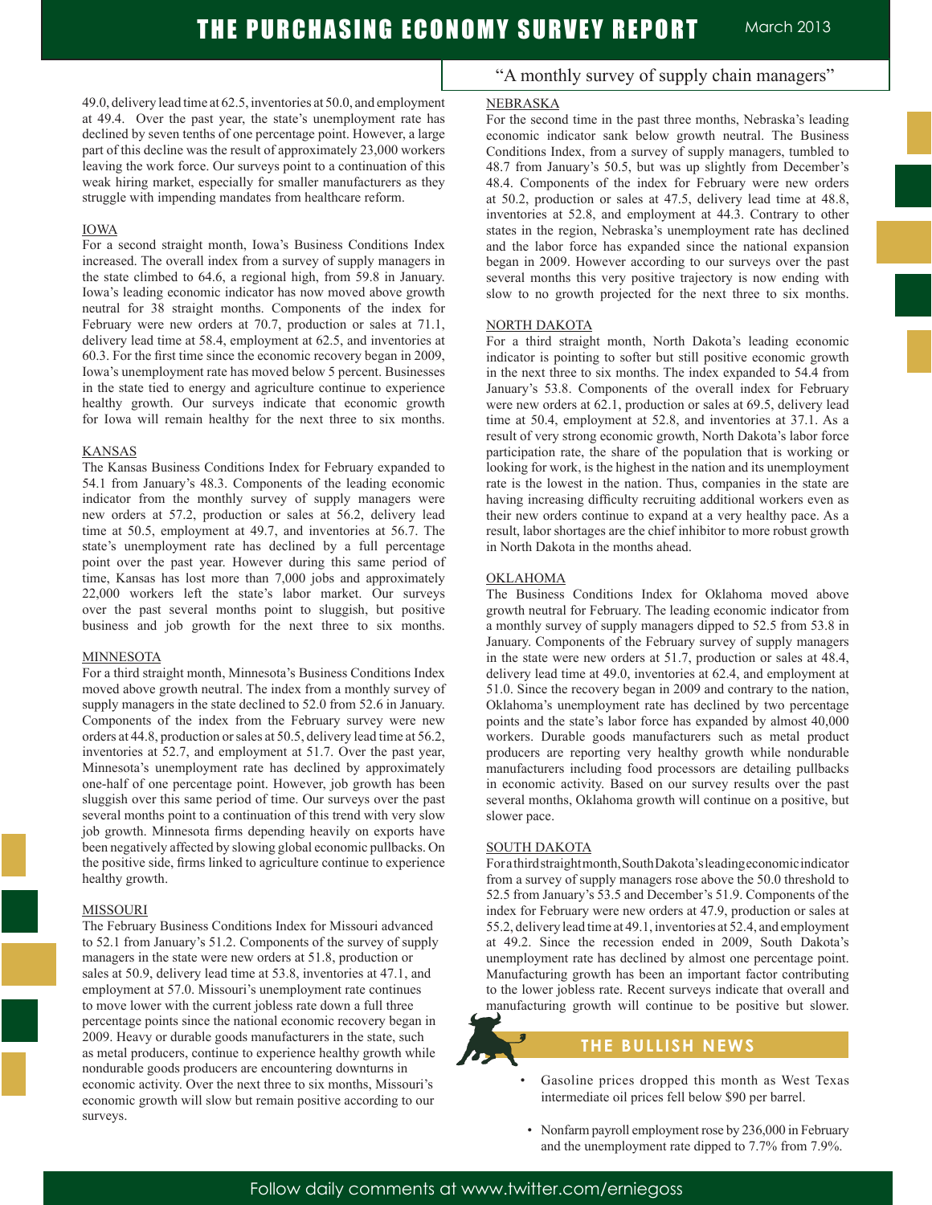49.0, delivery lead time at 62.5, inventories at 50.0, and employment at 49.4. Over the past year, the state's unemployment rate has declined by seven tenths of one percentage point. However, a large part of this decline was the result of approximately 23,000 workers leaving the work force. Our surveys point to a continuation of this weak hiring market, especially for smaller manufacturers as they struggle with impending mandates from healthcare reform.

## IOWA

For a second straight month, Iowa's Business Conditions Index increased. The overall index from a survey of supply managers in the state climbed to 64.6, a regional high, from 59.8 in January. Iowa's leading economic indicator has now moved above growth neutral for 38 straight months. Components of the index for February were new orders at 70.7, production or sales at 71.1, delivery lead time at 58.4, employment at 62.5, and inventories at 60.3. For the first time since the economic recovery began in 2009, Iowa's unemployment rate has moved below 5 percent. Businesses in the state tied to energy and agriculture continue to experience healthy growth. Our surveys indicate that economic growth for Iowa will remain healthy for the next three to six months.

## KANSAS

The Kansas Business Conditions Index for February expanded to 54.1 from January's 48.3. Components of the leading economic indicator from the monthly survey of supply managers were new orders at 57.2, production or sales at 56.2, delivery lead time at 50.5, employment at 49.7, and inventories at 56.7. The state's unemployment rate has declined by a full percentage point over the past year. However during this same period of time, Kansas has lost more than 7,000 jobs and approximately 22,000 workers left the state's labor market. Our surveys over the past several months point to sluggish, but positive business and job growth for the next three to six months.

## MINNESOTA

For a third straight month, Minnesota's Business Conditions Index moved above growth neutral. The index from a monthly survey of supply managers in the state declined to 52.0 from 52.6 in January. Components of the index from the February survey were new orders at 44.8, production or sales at 50.5, delivery lead time at 56.2, inventories at 52.7, and employment at 51.7. Over the past year, Minnesota's unemployment rate has declined by approximately one-half of one percentage point. However, job growth has been sluggish over this same period of time. Our surveys over the past several months point to a continuation of this trend with very slow job growth. Minnesota firms depending heavily on exports have been negatively affected by slowing global economic pullbacks. On the positive side, firms linked to agriculture continue to experience healthy growth.

## MISSOURI

The February Business Conditions Index for Missouri advanced to 52.1 from January's 51.2. Components of the survey of supply managers in the state were new orders at 51.8, production or sales at 50.9, delivery lead time at 53.8, inventories at 47.1, and employment at 57.0. Missouri's unemployment rate continues to move lower with the current jobless rate down a full three percentage points since the national economic recovery began in 2009. Heavy or durable goods manufacturers in the state, such as metal producers, continue to experience healthy growth while nondurable goods producers are encountering downturns in economic activity. Over the next three to six months, Missouri's economic growth will slow but remain positive according to our surveys.

## NEBRASKA

For the second time in the past three months, Nebraska's leading economic indicator sank below growth neutral. The Business Conditions Index, from a survey of supply managers, tumbled to 48.7 from January's 50.5, but was up slightly from December's 48.4. Components of the index for February were new orders at 50.2, production or sales at 47.5, delivery lead time at 48.8, inventories at 52.8, and employment at 44.3. Contrary to other states in the region, Nebraska's unemployment rate has declined and the labor force has expanded since the national expansion began in 2009. However according to our surveys over the past several months this very positive trajectory is now ending with slow to no growth projected for the next three to six months.

## NORTH DAKOTA

For a third straight month, North Dakota's leading economic indicator is pointing to softer but still positive economic growth in the next three to six months. The index expanded to 54.4 from January's 53.8. Components of the overall index for February were new orders at 62.1, production or sales at 69.5, delivery lead time at 50.4, employment at 52.8, and inventories at 37.1. As a result of very strong economic growth, North Dakota's labor force participation rate, the share of the population that is working or looking for work, is the highest in the nation and its unemployment rate is the lowest in the nation. Thus, companies in the state are having increasing difficulty recruiting additional workers even as their new orders continue to expand at a very healthy pace. As a result, labor shortages are the chief inhibitor to more robust growth in North Dakota in the months ahead.

## OKLAHOMA

The Business Conditions Index for Oklahoma moved above growth neutral for February. The leading economic indicator from a monthly survey of supply managers dipped to 52.5 from 53.8 in January. Components of the February survey of supply managers in the state were new orders at 51.7, production or sales at 48.4, delivery lead time at 49.0, inventories at 62.4, and employment at 51.0. Since the recovery began in 2009 and contrary to the nation, Oklahoma's unemployment rate has declined by two percentage points and the state's labor force has expanded by almost 40,000 workers. Durable goods manufacturers such as metal product producers are reporting very healthy growth while nondurable manufacturers including food processors are detailing pullbacks in economic activity. Based on our survey results over the past several months, Oklahoma growth will continue on a positive, but slower pace.

## SOUTH DAKOTA

For a third straight month, South Dakota's leading economic indicator from a survey of supply managers rose above the 50.0 threshold to 52.5 from January's 53.5 and December's 51.9. Components of the index for February were new orders at 47.9, production or sales at 55.2, delivery lead time at 49.1, inventories at 52.4, and employment at 49.2. Since the recession ended in 2009, South Dakota's unemployment rate has declined by almost one percentage point. Manufacturing growth has been an important factor contributing to the lower jobless rate. Recent surveys indicate that overall and manufacturing growth will continue to be positive but slower.

## THE BULLISH NEWS

- Gasoline prices dropped this month as West Texas intermediate oil prices fell below $90 per barrel.
- Nonfarm payroll employment rose by 236,000 in February and the unemployment rate dipped to 7.7% from 7.9%.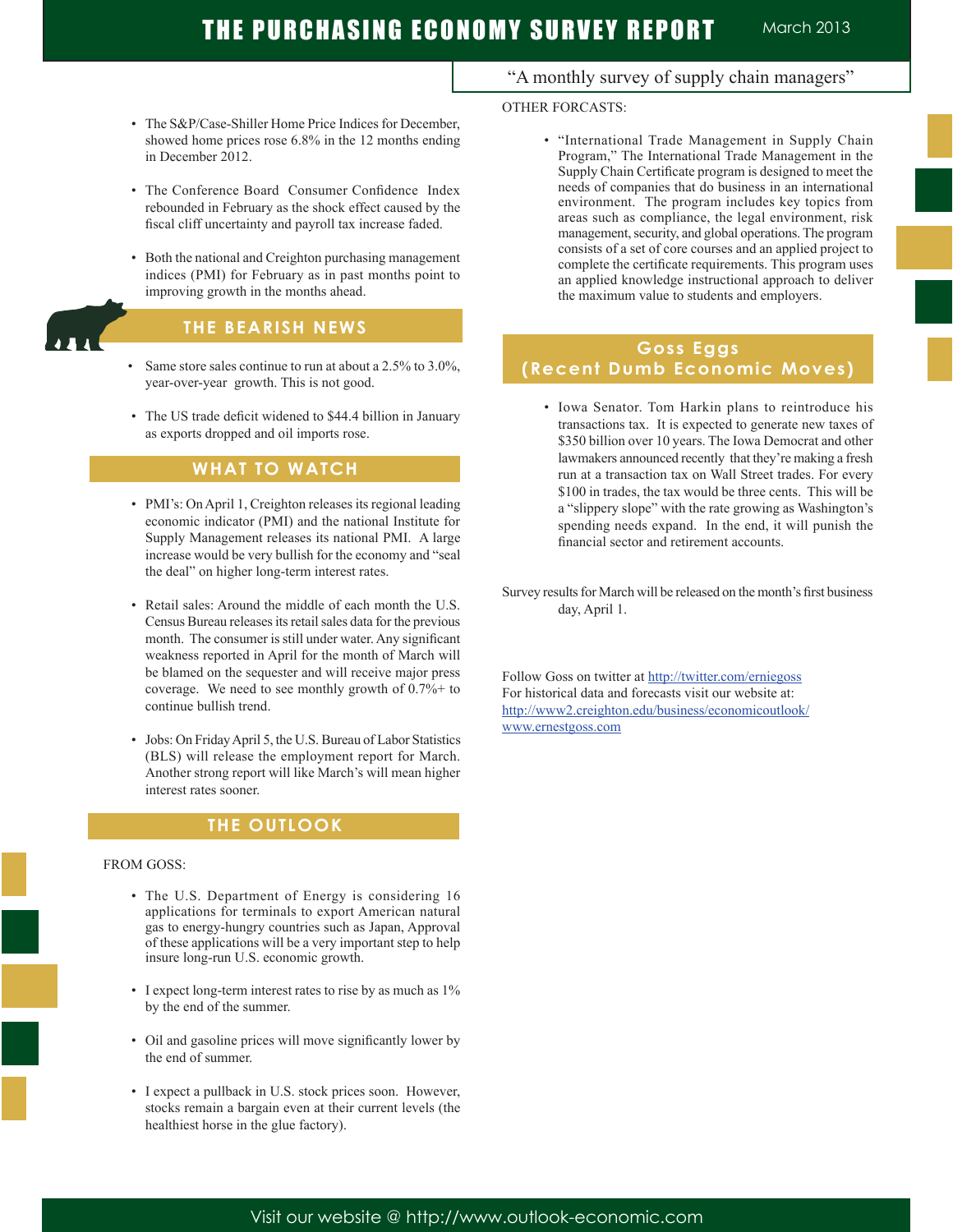“A monthly survey of supply chain managers”

- The S&P/Case-Shiller Home Price Indices for December, showed home prices rose 6.8% in the 12 months ending in December 2012.
- The Conference Board Consumer Confidence Index rebounded in February as the shock effect caused by the fiscal cliff uncertainty and payroll tax increase faded.
- Both the national and Creighton purchasing management indices (PMI) for February as in past months point to improving growth in the months ahead.

## THE BEARISH NEWS

- Same store sales continue to run at about a 2.5% to 3.0%, year-over-year growth. This is not good.
- The US trade deficit widened to $44.4 billion in January as exports dropped and oil imports rose.

## WHAT TO WATCH

- PMI’s: On April 1, Creighton releases its regional leading economic indicator (PMI) and the national Institute for Supply Management releases its national PMI. A large increase would be very bullish for the economy and “seal the deal” on higher long-term interest rates.
- Retail sales: Around the middle of each month the U.S. Census Bureau releases its retail sales data for the previous month. The consumer is still under water. Any significant weakness reported in April for the month of March will be blamed on the sequester and will receive major press coverage. We need to see monthly growth of 0.7%+ to continue bullish trend.
- Jobs: On Friday April 5, the U.S. Bureau of Labor Statistics (BLS) will release the employment report for March. Another strong report will like March’s will mean higher interest rates sooner.

## THE OUTLOOK

FROM GOSS:

- The U.S. Department of Energy is considering 16 applications for terminals to export American natural gas to energy-hungry countries such as Japan, Approval of these applications will be a very important step to help insure long-run U.S. economic growth.
- I expect long-term interest rates to rise by as much as 1% by the end of the summer.
- Oil and gasoline prices will move significantly lower by the end of summer.
- I expect a pullback in U.S. stock prices soon. However, stocks remain a bargain even at their current levels (the healthiest horse in the glue factory).

OTHER FORCASTS:

- “International Trade Management in Supply Chain Program,” The International Trade Management in the Supply Chain Certificate program is designed to meet the needs of companies that do business in an international environment. The program includes key topics from areas such as compliance, the legal environment, risk management, security, and global operations. The program consists of a set of core courses and an applied project to complete the certificate requirements. This program uses an applied knowledge instructional approach to deliver the maximum value to students and employers.

## Goss Eggs (Recent Dumb Economic Moves)

- Iowa Senator. Tom Harkin plans to reintroduce his transactions tax. It is expected to generate new taxes of $350 billion over 10 years. The Iowa Democrat and other lawmakers announced recently that they’re making a fresh run at a transaction tax on Wall Street trades. For every $100 in trades, the tax would be three cents. This will be a “slippery slope” with the rate growing as Washington’s spending needs expand. In the end, it will punish the financial sector and retirement accounts.

Survey results for March will be released on the month’s first business day, April 1.

Follow Goss on twitter at http://twitter.com/erniegoss
For historical data and forecasts visit our website at:
http://www2.creighton.edu/business/economicoutlook/
www.ernestgoss.com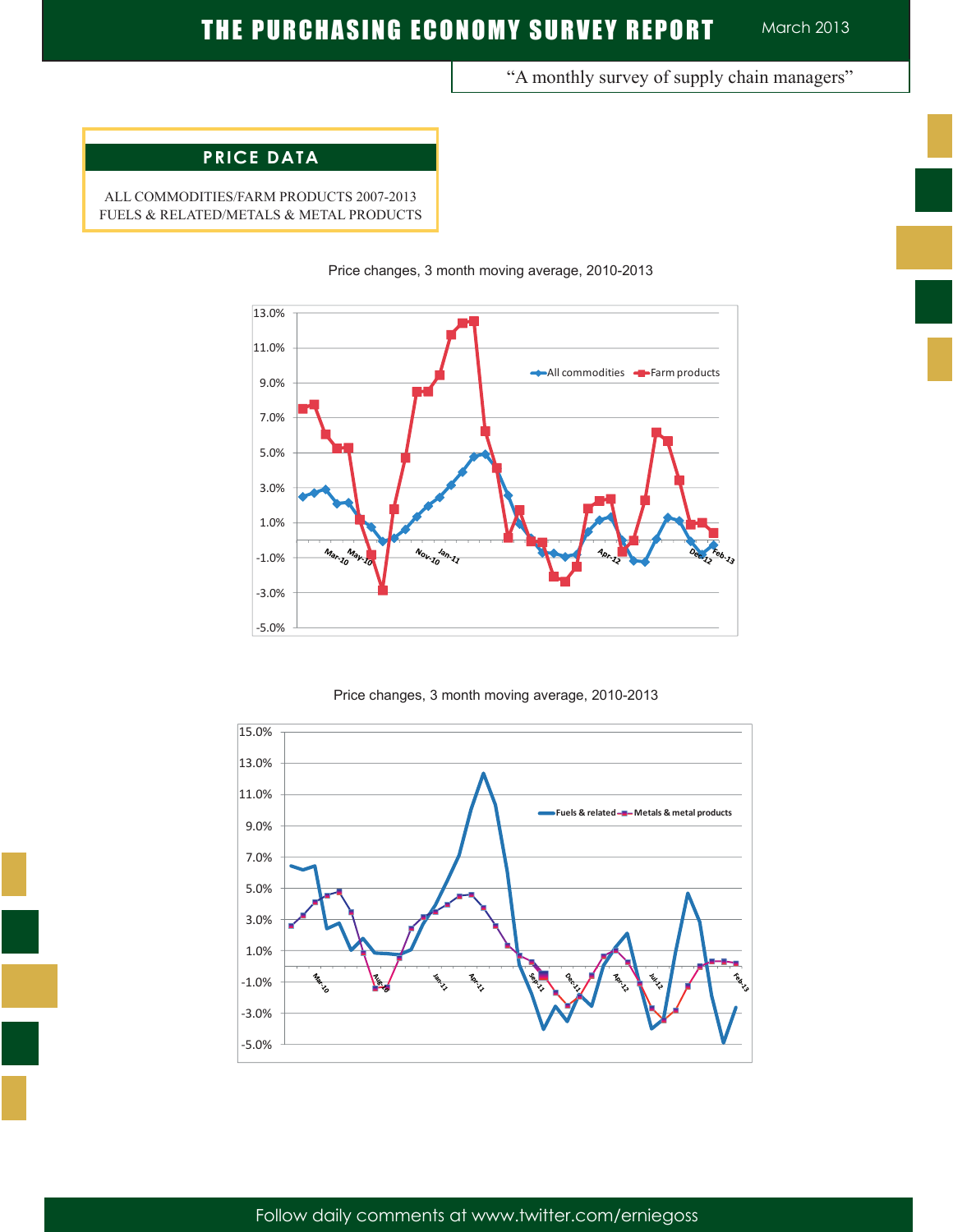## PRICE DATA

ALL COMMODITIES/FARM PRODUCTS 2007-2013
FUELS & RELATED/METALS & METAL PRODUCTS

Price changes, 3 month moving average, 2010-2013

13.0%
11.0%
9.0%
7.0%
5.0%
3.0%
1.0%
-1.0%
-3.0%
-5.0%

All commodities
Farm products

Mar-10
May-10
Nov-10
Jan-11
Apr-12
Dec-12
Feb-13

Price changes, 3 month moving average, 2010-2013

15.0%
13.0%
11.0%
9.0%
7.0%
5.0%
3.0%
1.0%
-1.0%
-3.0%
-5.0%

Fuels & related
Metals & metal products

Mar-10
Aug-10
Jan-11
Apr-11
Sep-11
Dec-11
Apr-12
Jul-12
Feb-13